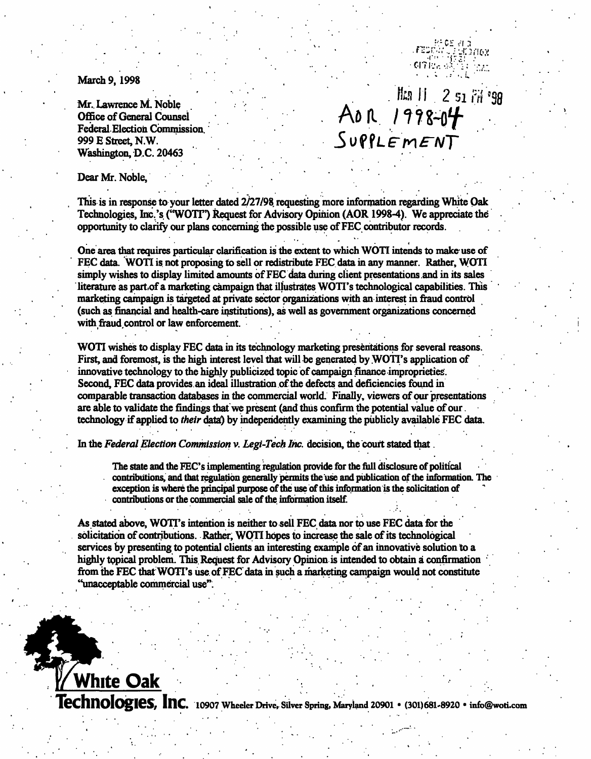March 9, 1998

Mar 11 2 51 PM '98

AOR 1998-04
SUPPLEMENT

Mr. Lawrence M. Noble
Office of General Counsel
Federal Election Commission
999 E Street, N.W.
Washington, D.C. 20463

Dear Mr. Noble,

This is in response to your letter dated 2/27/98 requesting more information regarding White Oak Technologies, Inc.'s ("WOTI") Request for Advisory Opinion (AOR 1998-4). We appreciate the opportunity to clarify our plans concerning the possible use of FEC contributor records.

One area that requires particular clarification is the extent to which WOTI intends to make use of FEC data. WOTI is not proposing to sell or redistribute FEC data in any manner. Rather, WOTI simply wishes to display limited amounts of FEC data during client presentations and in its sales literature as part of a marketing campaign that illustrates WOTI's technological capabilities. This marketing campaign is targeted at private sector organizations with an interest in fraud control (such as financial and health-care institutions), as well as government organizations concerned with fraud control or law enforcement.

WOTI wishes to display FEC data in its technology marketing presentations for several reasons. First, and foremost, is the high interest level that will be generated by WOTI's application of innovative technology to the highly publicized topic of campaign finance improprieties. Second, FEC data provides an ideal illustration of the defects and deficiencies found in comparable transaction databases in the commercial world. Finally, viewers of our presentations are able to validate the findings that we present (and thus confirm the potential value of our technology if applied to *their* data) by independently examining the publicly available FEC data.

In the *Federal Election Commission v. Legi-Tech Inc.* decision, the court stated that

> The state and the FEC's implementing regulation provide for the full disclosure of political contributions, and that regulation generally permits the use and publication of the information. The exception is where the principal purpose of the use of this information is the solicitation of contributions or the commercial sale of the information itself.

As stated above, WOTI's intention is neither to sell FEC data nor to use FEC data for the solicitation of contributions. Rather, WOTI hopes to increase the sale of its technological services by presenting to potential clients an interesting example of an innovative solution to a highly topical problem. This Request for Advisory Opinion is intended to obtain a confirmation from the FEC that WOTI's use of FEC data in such a marketing campaign would not constitute "unacceptable commercial use".

**White Oak Technologies, Inc.** 10907 Wheeler Drive, Silver Spring, Maryland 20901 • (301)681-8920 • info@woti.com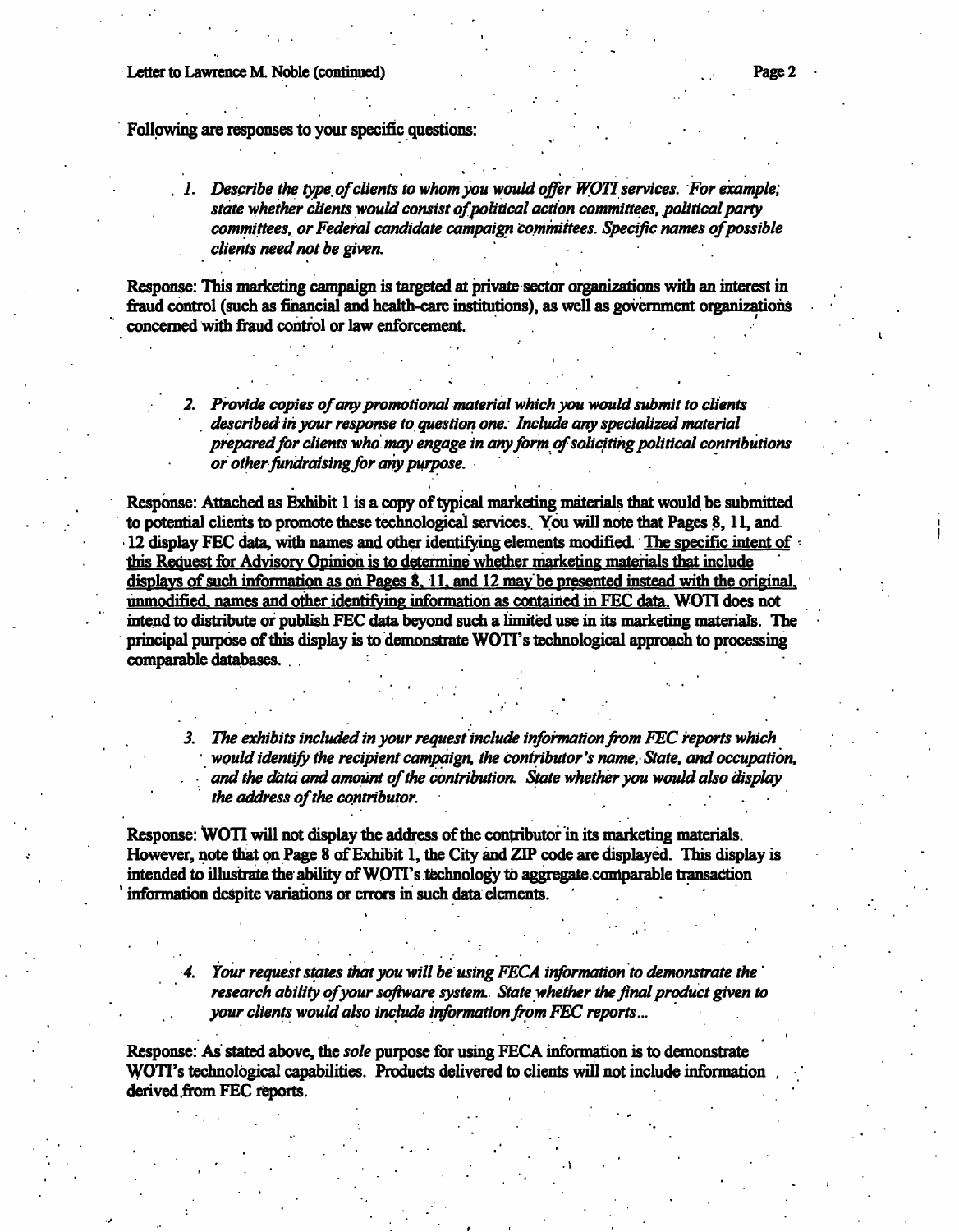Following are responses to your specific questions:

1. *Describe the type of clients to whom you would offer WOTI services. For example, state whether clients would consist of political action committees, political party committees, or Federal candidate campaign committees. Specific names of possible clients need not be given.*

Response: This marketing campaign is targeted at private sector organizations with an interest in fraud control (such as financial and health-care institutions), as well as government organizations concerned with fraud control or law enforcement.

2. *Provide copies of any promotional material which you would submit to clients described in your response to question one. Include any specialized material prepared for clients who may engage in any form of soliciting political contributions or other fundraising for any purpose.*

Response: Attached as Exhibit 1 is a copy of typical marketing materials that would be submitted to potential clients to promote these technological services. You will note that Pages 8, 11, and 12 display FEC data, with names and other identifying elements modified. <u>The specific intent of this Request for Advisory Opinion is to determine whether marketing materials that include displays of such information as on Pages 8, 11, and 12 may be presented instead with the original, unmodified, names and other identifying information as contained in FEC data.</u> WOTI does not intend to distribute or publish FEC data beyond such a limited use in its marketing materials. The principal purpose of this display is to demonstrate WOTI's technological approach to processing comparable databases.

3. *The exhibits included in your request include information from FEC reports which would identify the recipient campaign, the contributor's name, State, and occupation, and the data and amount of the contribution. State whether you would also display the address of the contributor.*

Response: WOTI will not display the address of the contributor in its marketing materials. However, note that on Page 8 of Exhibit 1, the City and ZIP code are displayed. This display is intended to illustrate the ability of WOTI's technology to aggregate comparable transaction information despite variations or errors in such data elements.

4. *Your request states that you will be using FECA information to demonstrate the research ability of your software system. State whether the final product given to your clients would also include information from FEC reports...*

Response: As stated above, the *sole* purpose for using FECA information is to demonstrate WOTI's technological capabilities. Products delivered to clients will not include information derived from FEC reports.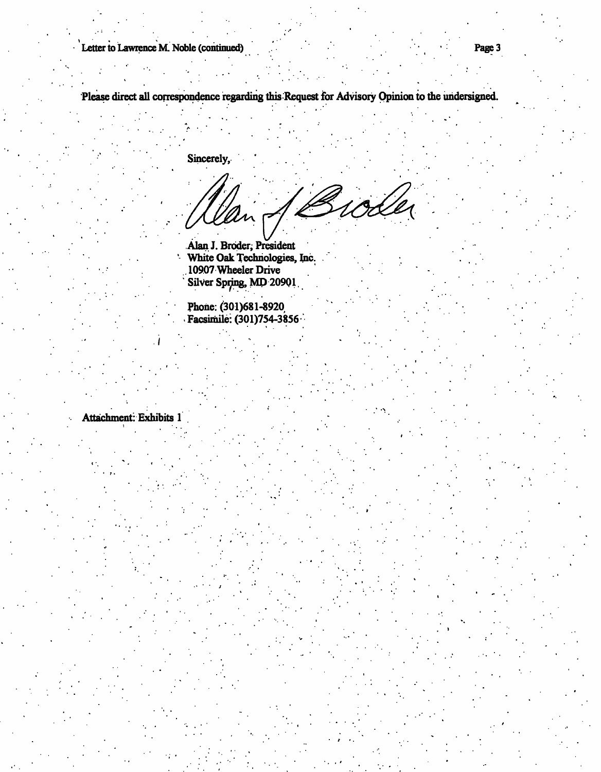Please direct all correspondence regarding this Request for Advisory Opinion to the undersigned.

Sincerely,

Alan J. Broder, President
White Oak Technologies, Inc.
10907 Wheeler Drive
Silver Spring, MD 20901

Phone: (301)681-8920
Facsimile: (301)754-3856

Attachment: Exhibits 1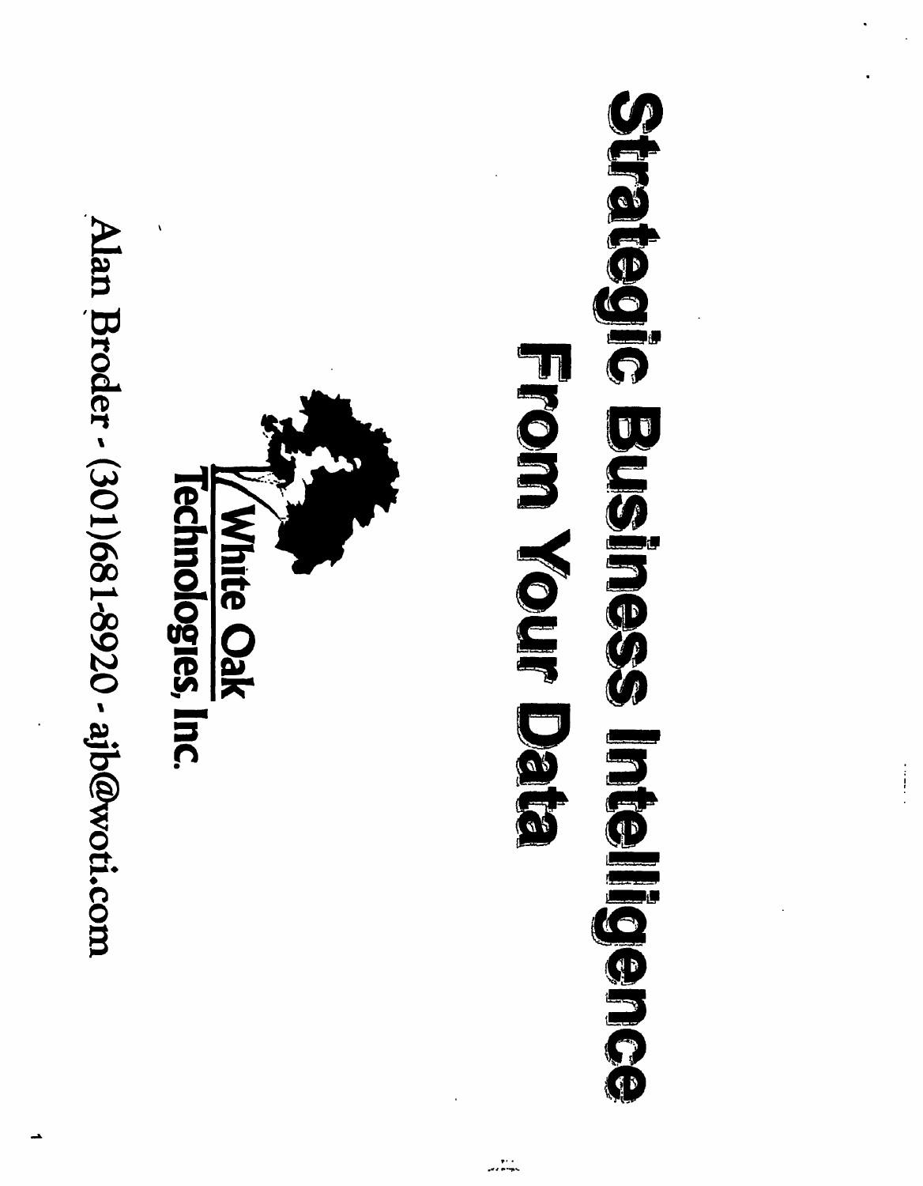# Strategic Business Intelligence From Your Data

White Oak Technologies, Inc.

Alan Broder - (301)681-8920 - ajb@woti.com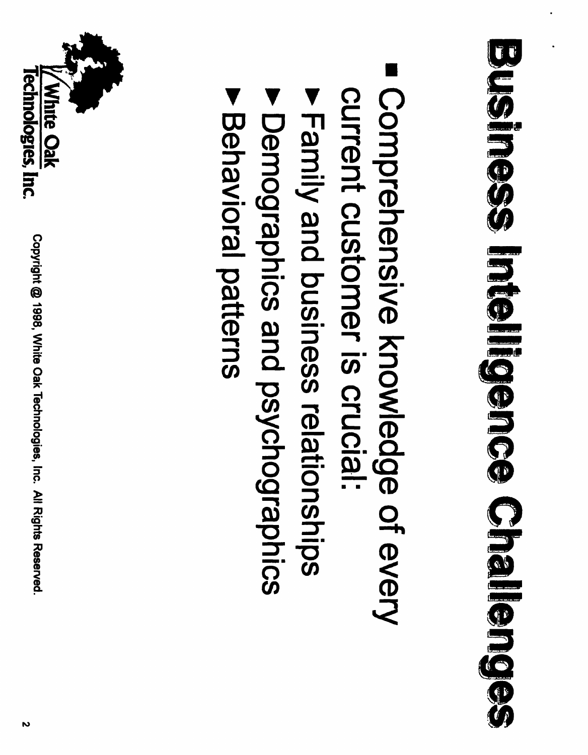# Business Intelligence Challenges

- Comprehensive knowledge of every current customer is crucial:
  - Family and business relationships
  - Demographics and psychographics
  - Behavioral patterns

White Oak Technologies, Inc.

Copyright @ 1998, White Oak Technologies, Inc. All Rights Reserved.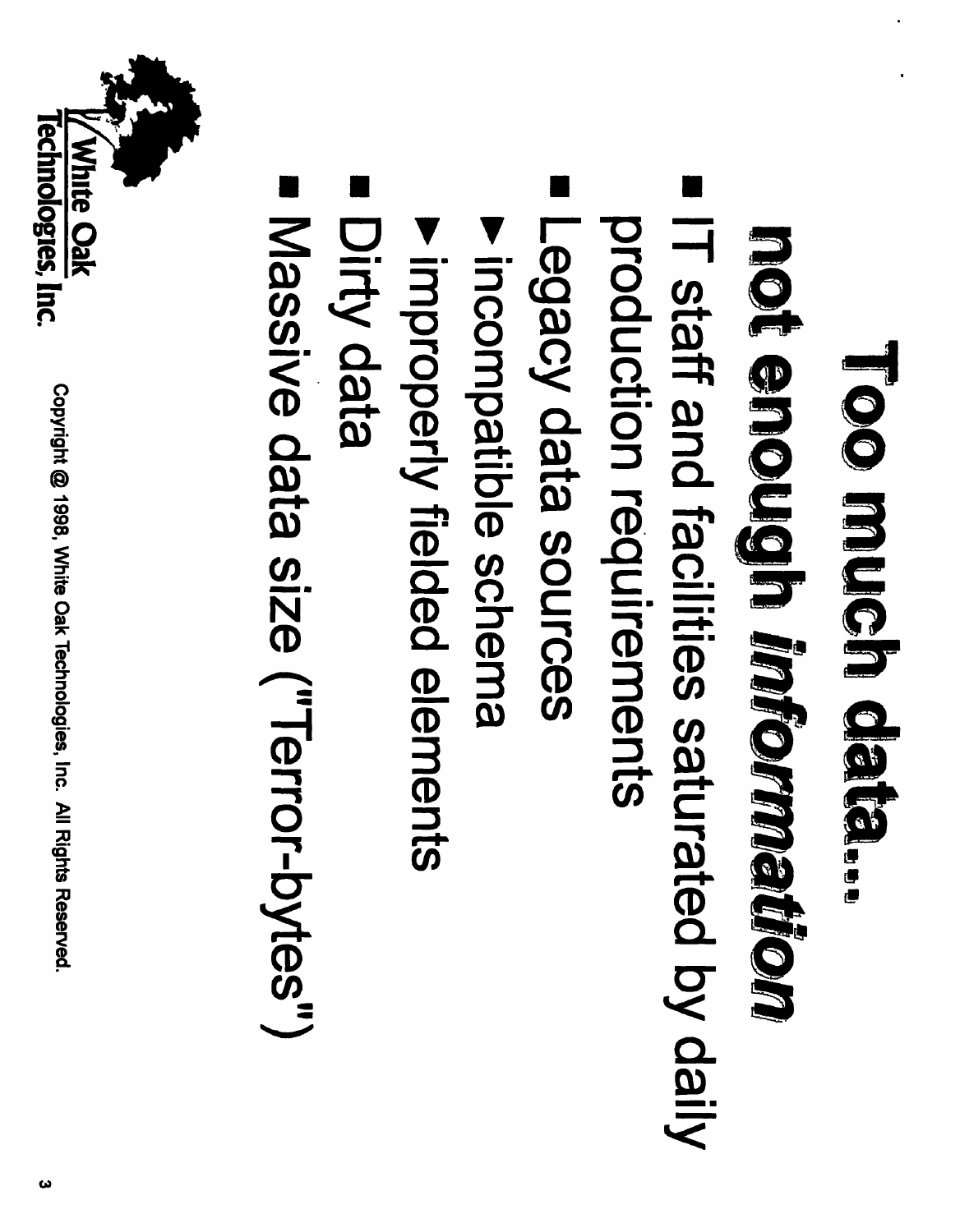# Too much data...
## not enough *information*

- IT staff and facilities saturated by daily production requirements
- Legacy data sources
  - incompatible schema
  - improperly fielded elements
- Dirty data
- Massive data size ("Terror-bytes")

White Oak Technologies, Inc.

Copyright @ 1998, White Oak Technologies, Inc. All Rights Reserved.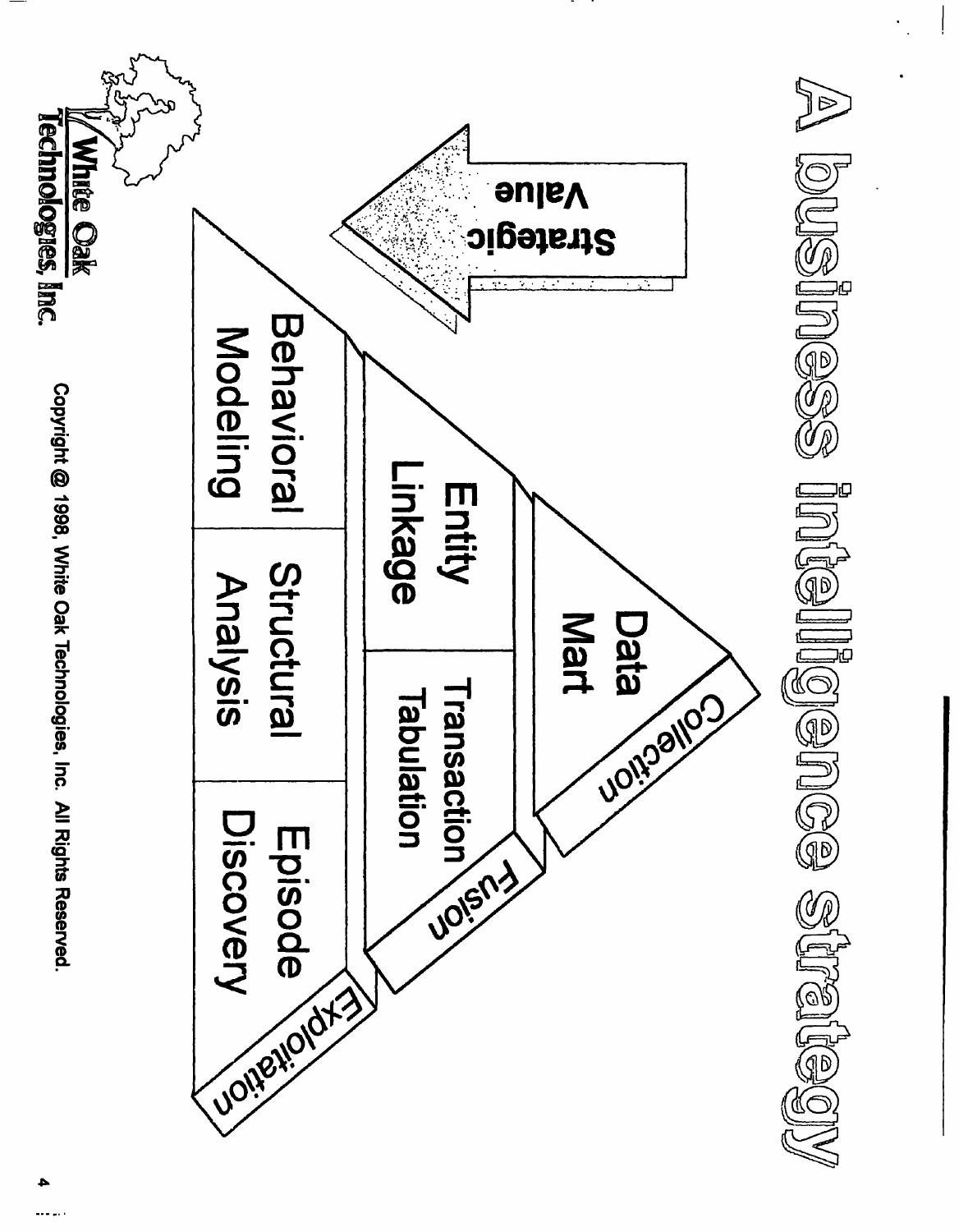# A business intelligence strategy

Strategic Value

**Collection**
- Data Mart

**Fusion**
- Entity Linkage
- Transaction Tabulation

**Exploitation**
- Behavioral Modeling
- Structural Analysis
- Episode Discovery

White Oak Technologies, Inc.

Copyright @ 1998, White Oak Technologies, Inc. All Rights Reserved.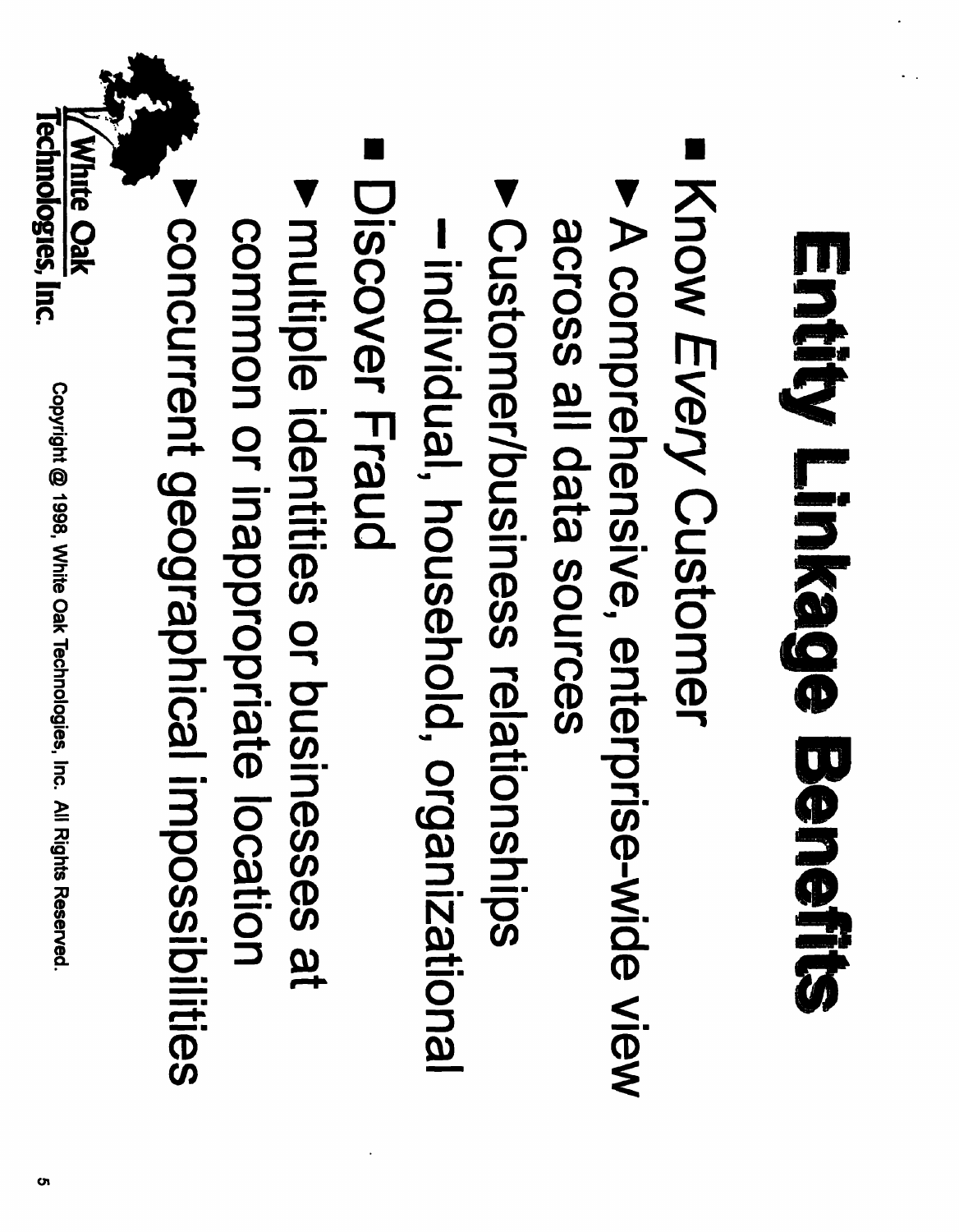# Entity Linkage Benefits

- Know *Every* Customer
  - A comprehensive, enterprise-wide view across all data sources
  - Customer/business relationships
    - individual, household, organizational
- Discover Fraud
  - multiple identities or businesses at common or inappropriate location
  - concurrent geographical impossibilities

White Oak Technologies, Inc.

Copyright @ 1998, White Oak Technologies, Inc. All Rights Reserved.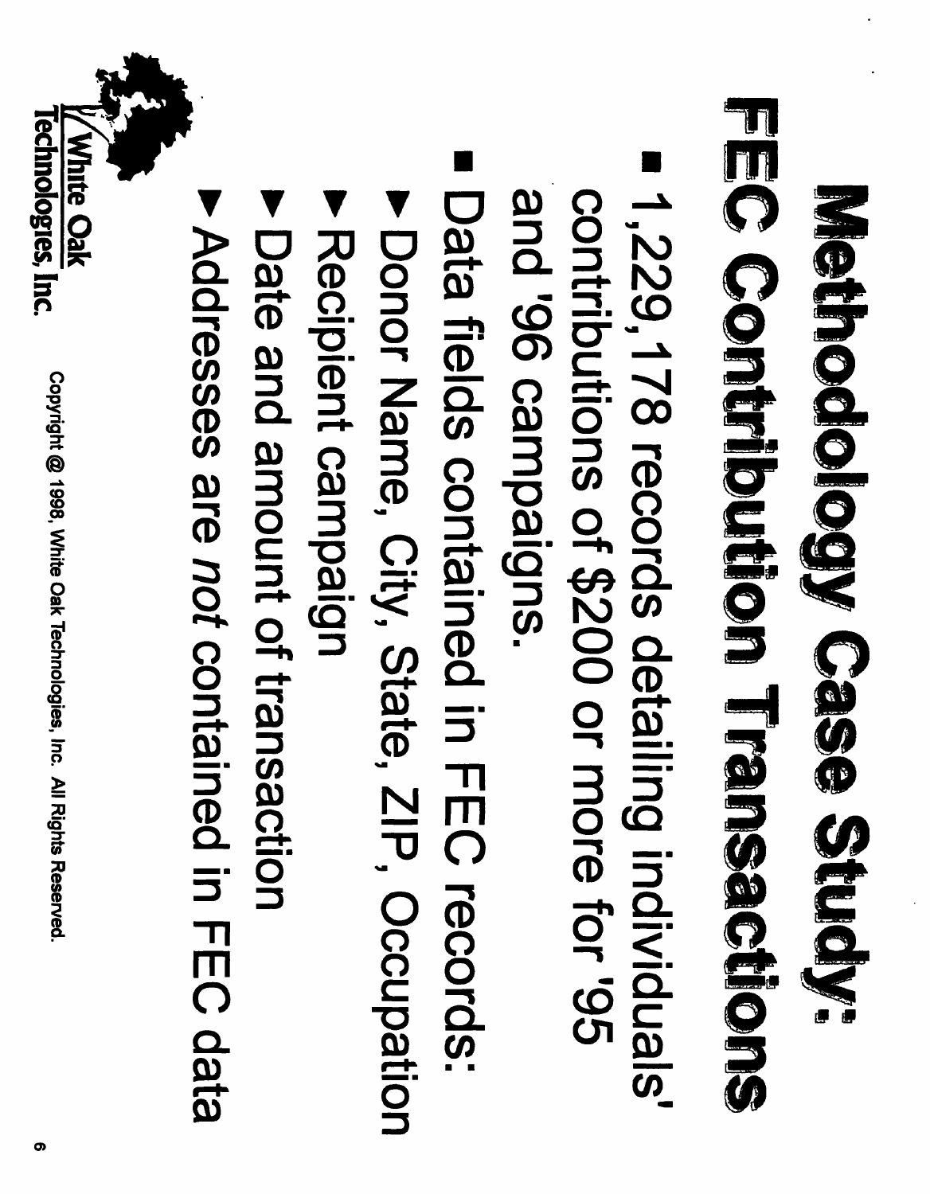# Methodology Case Study: FEC Contribution Transactions

- 1,229,178 records detailing individuals' contributions of $200 or more for '95 and '96 campaigns.
- Data fields contained in FEC records:
  - Donor Name, City, State, ZIP, Occupation
  - Recipient campaign
  - Date and amount of transaction
  - Addresses are *not* contained in FEC data

White Oak Technologies, Inc.

Copyright @ 1998, White Oak Technologies, Inc. All Rights Reserved.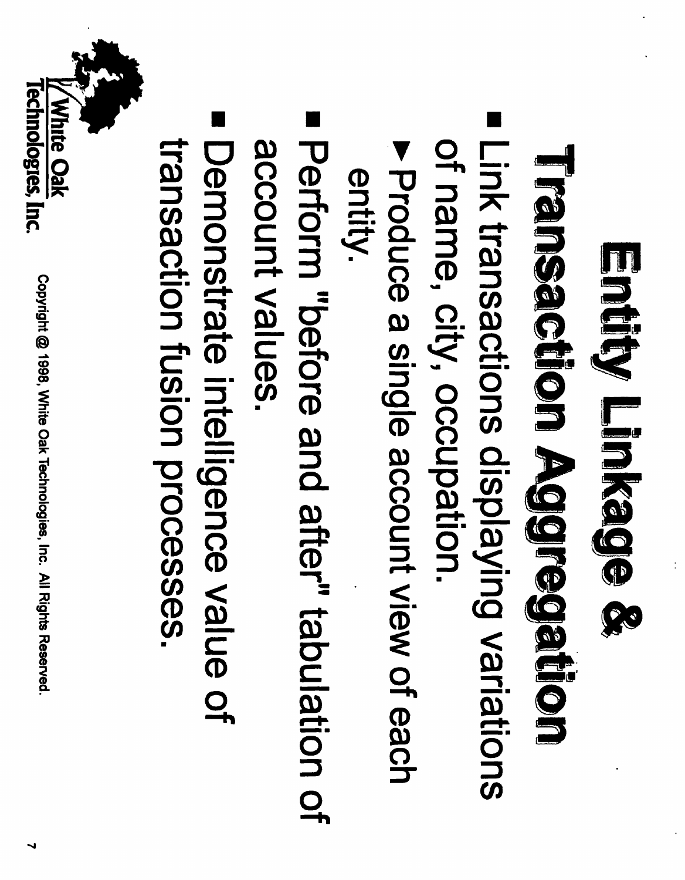# Entity Linkage & Transaction Aggregation

- Link transactions displaying variations of name, city, occupation.
  - Produce a single account view of each entity.
- Perform "before and after" tabulation of account values.
- Demonstrate intelligence value of transaction fusion processes.

White Oak Technologies, Inc.

Copyright @ 1998, White Oak Technologies, Inc. All Rights Reserved.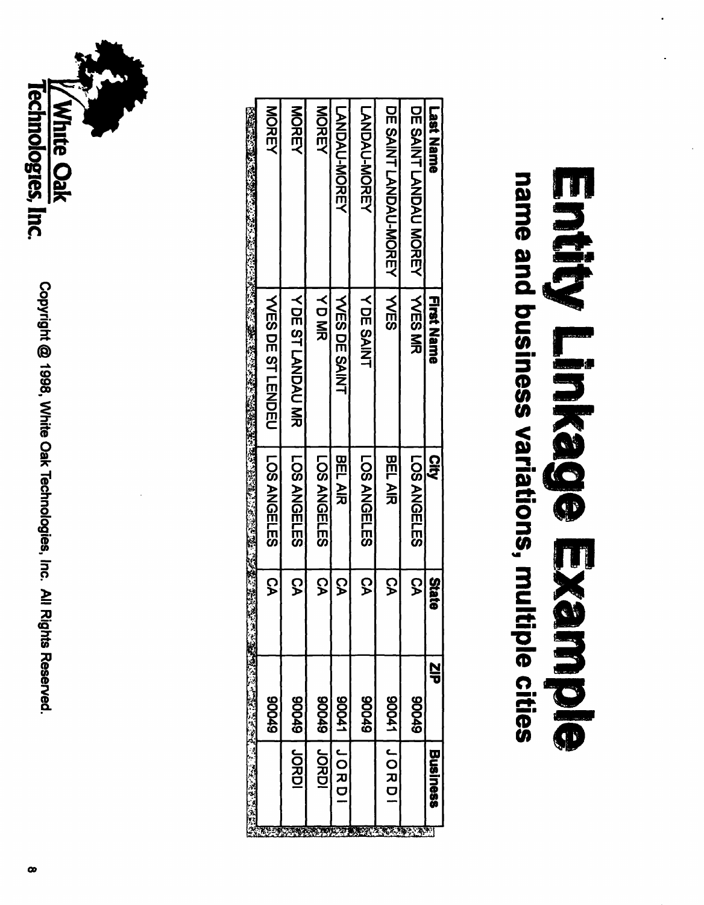# Entity Linkage Example

## name and business variations, multiple cities

| Last Name | First Name | City | State | ZIP | Business |
|---|---|---|---|---|---|
| DE SAINT LANDAU MOREY | YVES MR | LOS ANGELES | CA | 90049 | |
| DE SAINT LANDAU-MOREY | YVES | BEL AIR | CA | 90041 | J O R D I |
| LANDAU-MOREY | Y DE SAINT | LOS ANGELES | CA | 90049 | |
| LANDAU-MOREY | YVES DE SAINT | BEL AIR | CA | 90041 | J O R D I |
| MOREY | Y D MR | LOS ANGELES | CA | 90049 | JORDI |
| MOREY | Y DE ST LANDAU MR | LOS ANGELES | CA | 90049 | JORDI |
| MOREY | YVES DE ST LENDEU | LOS ANGELES | CA | 90049 | |

White Oak Technologies, Inc.

Copyright @ 1998, White Oak Technologies, Inc. All Rights Reserved.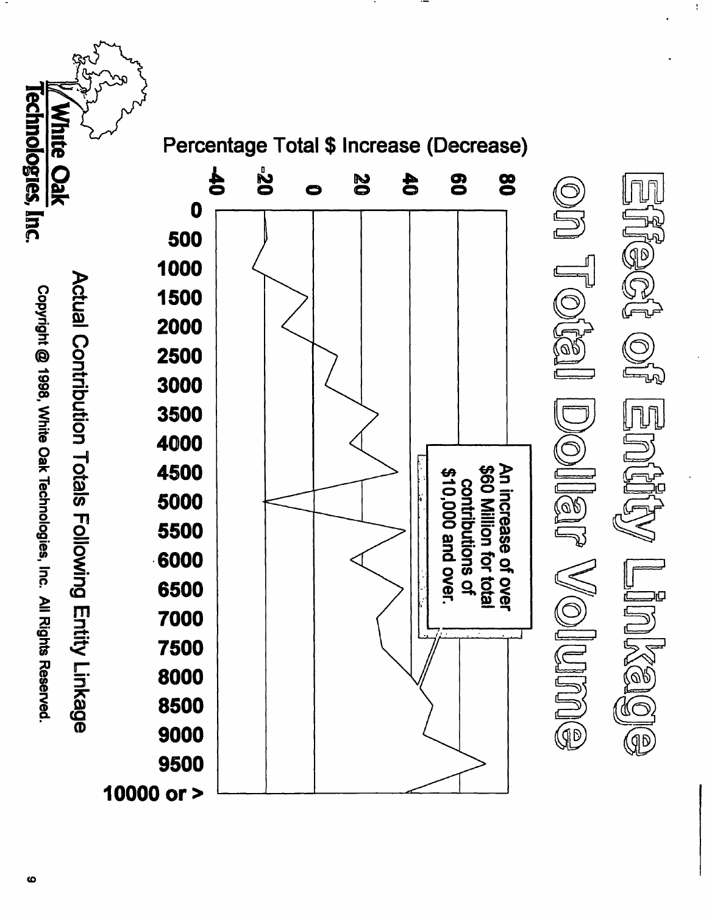# Effect of Entity Linkage on Total Dollar Volume

Percentage Total $ Increase (Decrease)

80
60
40
20
0
-20
-40

0
500
1000
1500
2000
2500
3000
3500
4000
4500
5000
5500
6000
6500
7000
7500
8000
8500
9000
9500
10000 or >

An increase of over $60 Million for total contributions of $10,000 and over.

Actual Contribution Totals Following Entity Linkage

White Oak Technologies, Inc.

Copyright @ 1998, White Oak Technologies, Inc. All Rights Reserved.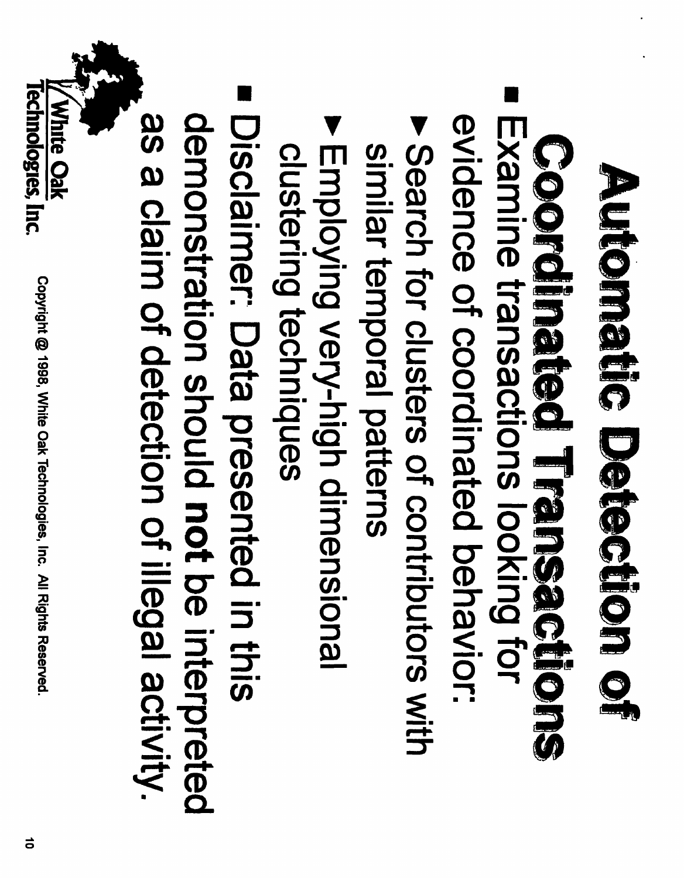# Automatic Detection of Coordinated Transactions

- Examine transactions looking for evidence of coordinated behavior:
  - Search for clusters of contributors with similar temporal patterns
  - Employing very-high dimensional clustering techniques
- Disclaimer: Data presented in this demonstration should **not** be interpreted as a claim of detection of illegal activity.

White Oak Technologies, Inc.

Copyright @ 1998, White Oak Technologies, Inc. All Rights Reserved.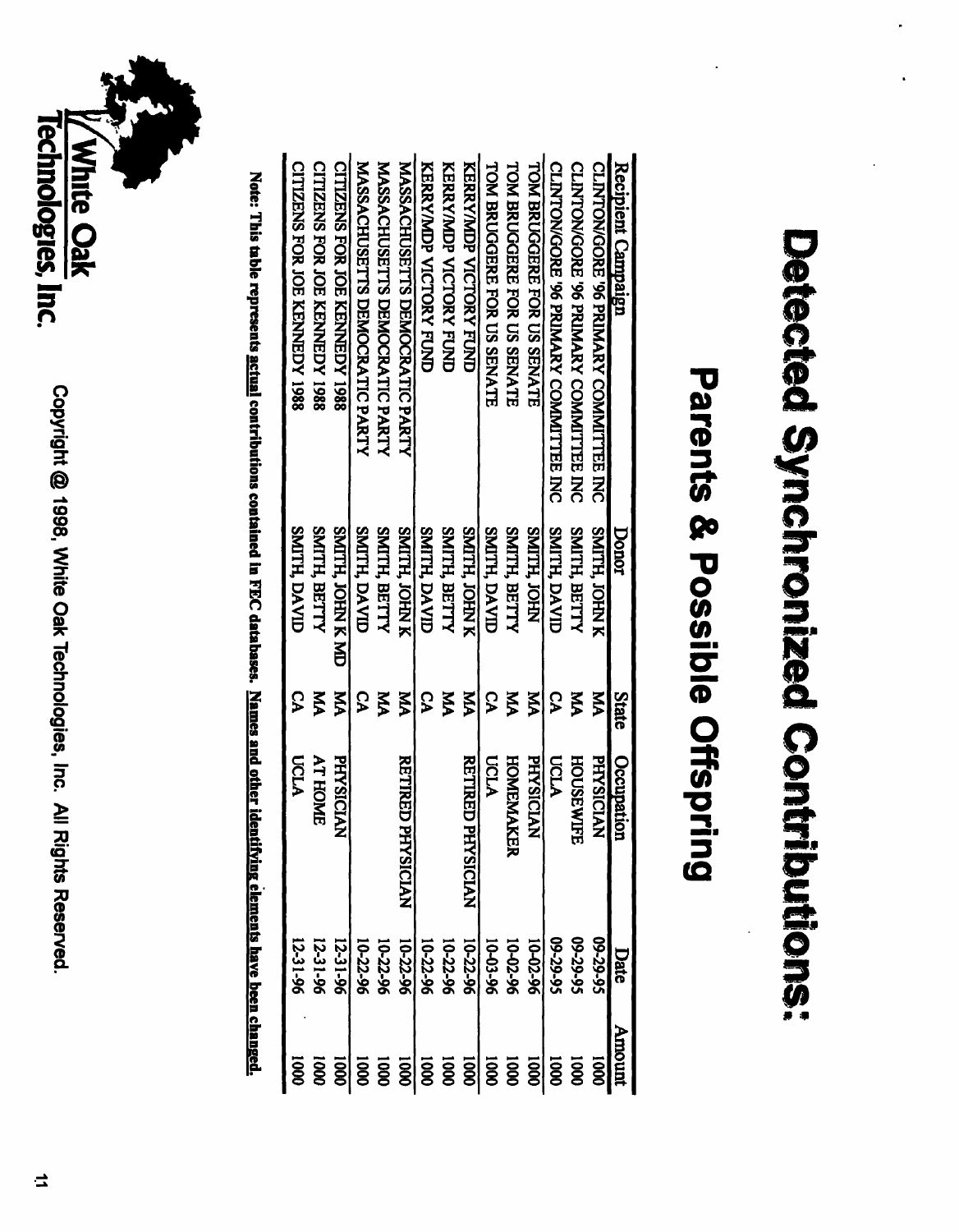# Detected Synchronized Contributions:

## Parents & Possible Offspring

| Recipient Campaign | Donor | State | Occupation | Date | Amount |
|---|---|---|---|---|---|
| CLINTON/GORE '96 PRIMARY COMMITTEE INC | SMITH, JOHN K | MA | PHYSICIAN | 09-29-95 | 1000 |
| CLINTON/GORE '96 PRIMARY COMMITTEE INC | SMITH, BETTY | MA | HOUSEWIFE | 09-29-95 | 1000 |
| CLINTON/GORE '96 PRIMARY COMMITTEE INC | SMITH, DAVID | CA | UCLA | 09-29-95 | 1000 |
| TOM BRUGGERE FOR US SENATE | SMITH, JOHN | MA | PHYSICIAN | 10-02-96 | 1000 |
| TOM BRUGGERE FOR US SENATE | SMITH, BETTY | MA | HOMEMAKER | 10-02-96 | 1000 |
| TOM BRUGGERE FOR US SENATE | SMITH, DAVID | CA | UCLA | 10-03-96 | 1000 |
| KERRY/MDP VICTORY FUND | SMITH, JOHN K | MA | RETIRED PHYSICIAN | 10-22-96 | 1000 |
| KERRY/MDP VICTORY FUND | SMITH, BETTY | MA | | 10-22-96 | 1000 |
| KERRY/MDP VICTORY FUND | SMITH, DAVID | CA | | 10-22-96 | 1000 |
| MASSACHUSETTS DEMOCRATIC PARTY | SMITH, JOHN K | MA | RETIRED PHYSICIAN | 10-22-96 | 1000 |
| MASSACHUSETTS DEMOCRATIC PARTY | SMITH, BETTY | MA | | 10-22-96 | 1000 |
| MASSACHUSETTS DEMOCRATIC PARTY | SMITH, DAVID | CA | | 10-22-96 | 1000 |
| CITIZENS FOR JOE KENNEDY 1988 | SMITH, JOHN K MD | MA | PHYSICIAN | 12-31-96 | 1000 |
| CITIZENS FOR JOE KENNEDY 1988 | SMITH, BETTY | MA | AT HOME | 12-31-96 | 1000 |
| CITIZENS FOR JOE KENNEDY 1988 | SMITH, DAVID | CA | UCLA | 12-31-96 | 1000 |

**Note: This table represents actual contributions contained in FEC databases. Names and other identifying elements have been changed.**

White Oak Technologies, Inc.

Copyright @ 1998, White Oak Technologies, Inc. All Rights Reserved.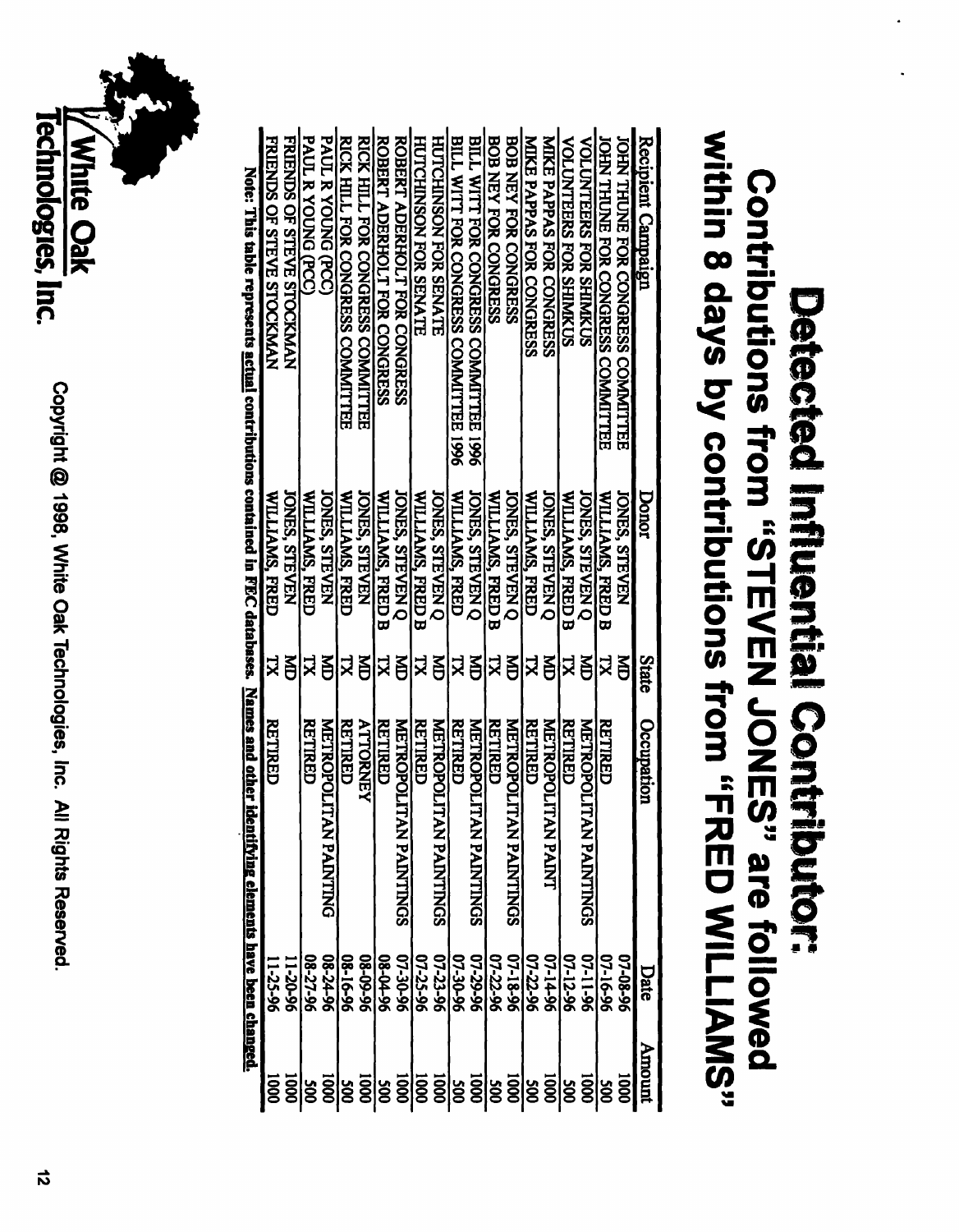# Detected Influential Contributor: Contributions from "STEVEN JONES" are followed within 8 days by contributions from "FRED WILLIAMS"

| Recipient Campaign | Donor | State | Occupation | Date | Amount |
|---|---|---|---|---|---|
| JOHN THUNE FOR CONGRESS COMMITTEE | JONES, STEVEN | MD | | 07-08-96 | 1000 |
| JOHN THUNE FOR CONGRESS COMMITTEE | WILLIAMS, FRED B | TX | RETIRED | 07-16-96 | 500 |
| VOLUNTEERS FOR SHIMKUS | JONES, STEVEN Q | MD | METROPOLITAN PAINTINGS | 07-11-96 | 1000 |
| VOLUNTEERS FOR SHIMKUS | WILLIAMS, FRED B | TX | RETIRED | 07-12-96 | 500 |
| MIKE PAPPAS FOR CONGRESS | JONES, STEVEN Q | MD | METROPOLITAN PAINT | 07-14-96 | 1000 |
| MIKE PAPPAS FOR CONGRESS | WILLIAMS, FRED | TX | RETIRED | 07-22-96 | 500 |
| BOB NEY FOR CONGRESS | JONES, STEVEN Q | MD | METROPOLITAN PAINTINGS | 07-18-96 | 1000 |
| BOB NEY FOR CONGRESS | WILLIAMS, FRED B | TX | RETIRED | 07-22-96 | 500 |
| BILL WITT FOR CONGRESS COMMITTEE 1996 | JONES, STEVEN Q | MD | METROPOLITAN PAINTINGS | 07-29-96 | 1000 |
| BILL WITT FOR CONGRESS COMMITTEE 1996 | WILLIAMS, FRED | TX | RETIRED | 07-30-96 | 500 |
| HUTCHINSON FOR SENATE | JONES, STEVEN Q | MD | METROPOLITAN PAINTINGS | 07-23-96 | 1000 |
| HUTCHINSON FOR SENATE | WILLIAMS, FRED B | TX | RETIRED | 07-25-96 | 1000 |
| ROBERT ADERHOLT FOR CONGRESS | JONES, STEVEN Q | MD | METROPOLITAN PAINTINGS | 07-30-96 | 1000 |
| ROBERT ADERHOLT FOR CONGRESS | WILLIAMS, FRED B | TX | RETIRED | 08-04-96 | 500 |
| RICK HILL FOR CONGRESS COMMITTEE | JONES, STEVEN | MD | ATTORNEY | 08-09-96 | 1000 |
| RICK HILL FOR CONGRESS COMMITTEE | WILLIAMS, FRED | TX | RETIRED | 08-16-96 | 500 |
| PAUL R YOUNG (PCC) | JONES, STEVEN | MD | METROPOLITAN PAINTING | 08-24-96 | 1000 |
| PAUL R YOUNG (PCC) | WILLIAMS, FRED | TX | RETIRED | 08-27-96 | 500 |
| FRIENDS OF STEVE STOCKMAN | JONES, STEVEN | MD | | 11-20-96 | 1000 |
| FRIENDS OF STEVE STOCKMAN | WILLIAMS, FRED | TX | RETIRED | 11-25-96 | 1000 |

Note: This table represents actual contributions contained in FEC databases. Names and other identifying elements have been changed.

White Oak Technologies, Inc.

Copyright @ 1998, White Oak Technologies, Inc. All Rights Reserved.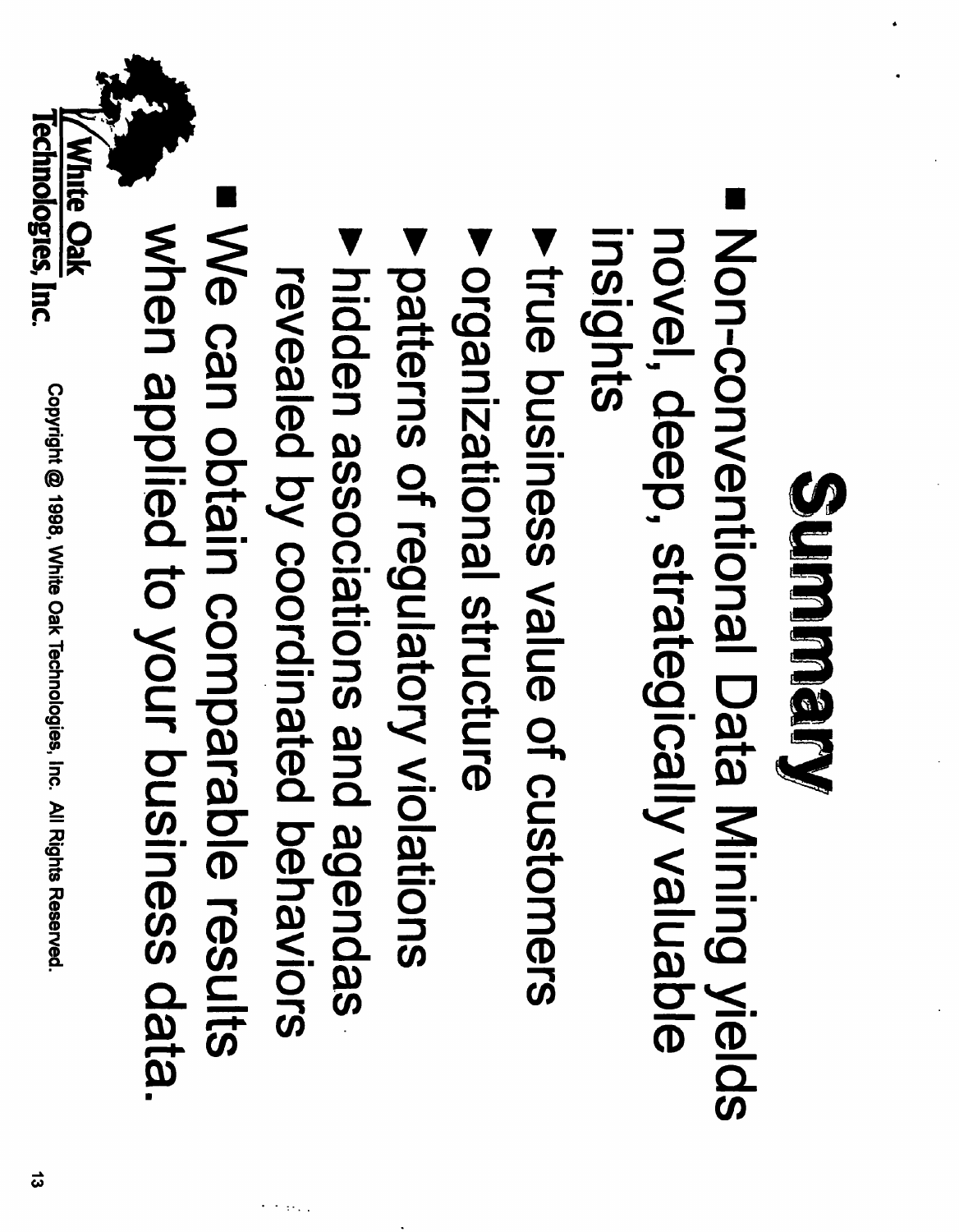# Summary

- Non-conventional Data Mining yields novel, deep, strategically valuable insights
  - true business value of customers
  - organizational structure
  - patterns of regulatory violations
  - hidden associations and agendas revealed by coordinated behaviors
- We can obtain comparable results when applied to your business data.

White Oak Technologies, Inc.

Copyright @ 1998, White Oak Technologies, Inc. All Rights Reserved.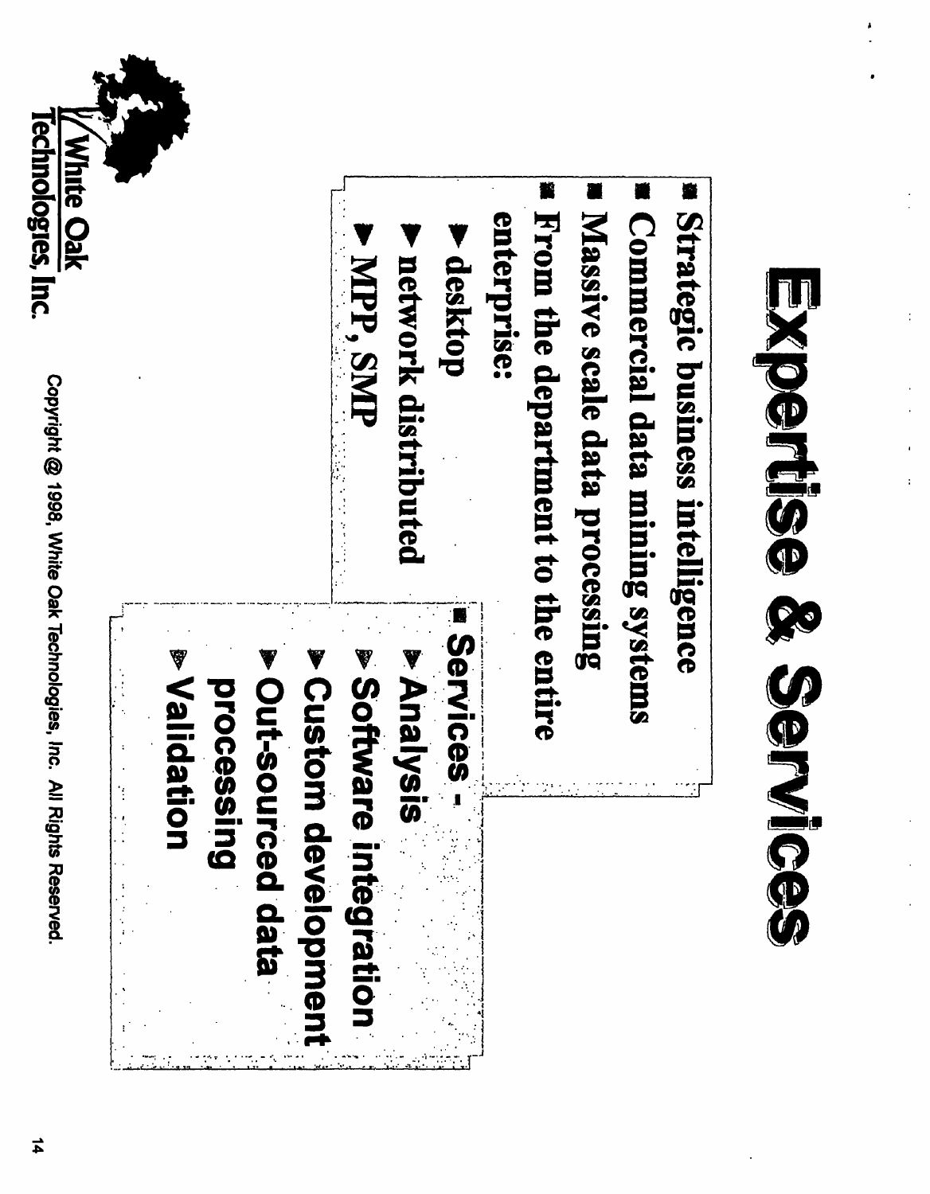# Expertise & Services

- Strategic business intelligence
- Commercial data mining systems
- Massive scale data processing
- From the department to the entire enterprise:
  - desktop
  - network distributed
  - MPP, SMP

- Services -
  - Analysis
  - Software integration
  - Custom development
  - Out-sourced data processing
  - Validation

White Oak Technologies, Inc.

Copyright @ 1998, White Oak Technologies, Inc. All Rights Reserved.